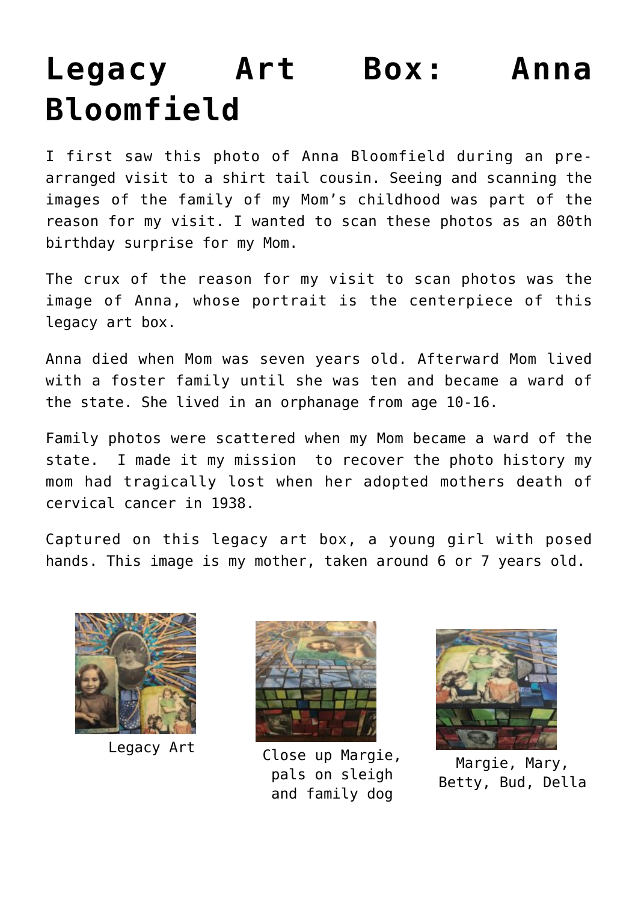# Legacy Art Box: Anna Bloomfield

I first saw this photo of Anna Bloomfield during an pre-arranged visit to a shirt tail cousin. Seeing and scanning the images of the family of my Mom's childhood was part of the reason for my visit. I wanted to scan these photos as an 80th birthday surprise for my Mom.

The crux of the reason for my visit to scan photos was the image of Anna, whose portrait is the centerpiece of this legacy art box.

Anna died when Mom was seven years old. Afterward Mom lived with a foster family until she was ten and became a ward of the state. She lived in an orphanage from age 10-16.

Family photos were scattered when my Mom became a ward of the state. I made it my mission to recover the photo history my mom had tragically lost when her adopted mothers death of cervical cancer in 1938.

Captured on this legacy art box, a young girl with posed hands. This image is my mother, taken around 6 or 7 years old.

Legacy Art

Close up Margie, pals on sleigh and family dog

Margie, Mary, Betty, Bud, Della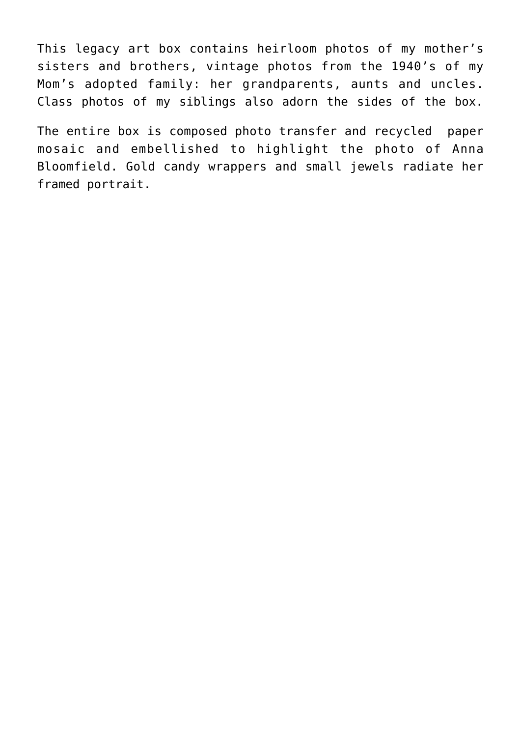This legacy art box contains heirloom photos of my mother's sisters and brothers, vintage photos from the 1940's of my Mom's adopted family: her grandparents, aunts and uncles. Class photos of my siblings also adorn the sides of the box.

The entire box is composed photo transfer and recycled paper mosaic and embellished to highlight the photo of Anna Bloomfield. Gold candy wrappers and small jewels radiate her framed portrait.